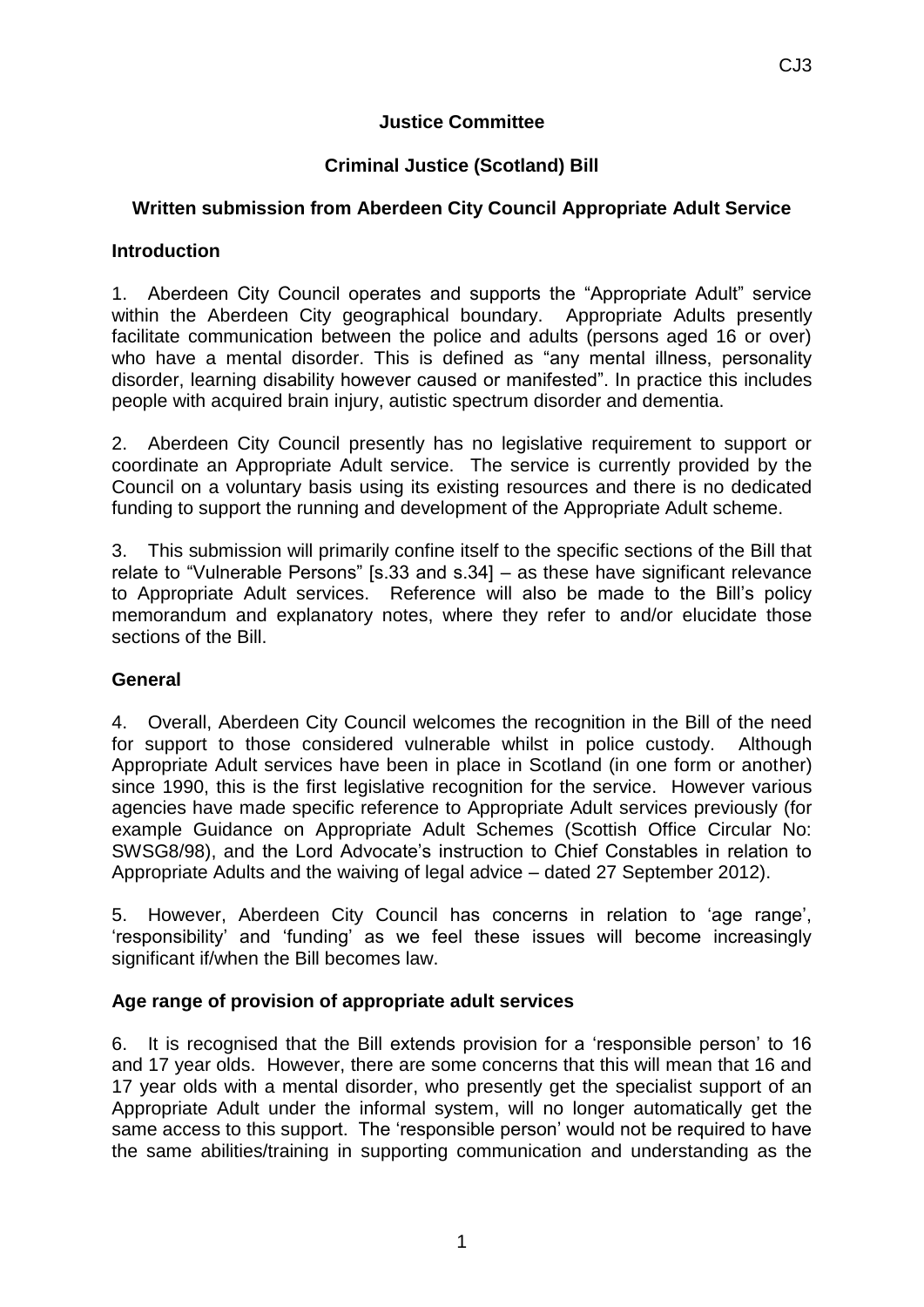**Justice Committee**

**Criminal Justice (Scotland) Bill**

**Written submission from Aberdeen City Council Appropriate Adult Service**

**Introduction**

1. Aberdeen City Council operates and supports the "Appropriate Adult" service within the Aberdeen City geographical boundary. Appropriate Adults presently facilitate communication between the police and adults (persons aged 16 or over) who have a mental disorder. This is defined as "any mental illness, personality disorder, learning disability however caused or manifested". In practice this includes people with acquired brain injury, autistic spectrum disorder and dementia.

2. Aberdeen City Council presently has no legislative requirement to support or coordinate an Appropriate Adult service. The service is currently provided by the Council on a voluntary basis using its existing resources and there is no dedicated funding to support the running and development of the Appropriate Adult scheme.

3. This submission will primarily confine itself to the specific sections of the Bill that relate to "Vulnerable Persons" [s.33 and s.34] – as these have significant relevance to Appropriate Adult services. Reference will also be made to the Bill's policy memorandum and explanatory notes, where they refer to and/or elucidate those sections of the Bill.

**General**

4. Overall, Aberdeen City Council welcomes the recognition in the Bill of the need for support to those considered vulnerable whilst in police custody. Although Appropriate Adult services have been in place in Scotland (in one form or another) since 1990, this is the first legislative recognition for the service. However various agencies have made specific reference to Appropriate Adult services previously (for example Guidance on Appropriate Adult Schemes (Scottish Office Circular No: SWSG8/98), and the Lord Advocate's instruction to Chief Constables in relation to Appropriate Adults and the waiving of legal advice – dated 27 September 2012).

5. However, Aberdeen City Council has concerns in relation to 'age range', 'responsibility' and 'funding' as we feel these issues will become increasingly significant if/when the Bill becomes law.

**Age range of provision of appropriate adult services**

6. It is recognised that the Bill extends provision for a 'responsible person' to 16 and 17 year olds. However, there are some concerns that this will mean that 16 and 17 year olds with a mental disorder, who presently get the specialist support of an Appropriate Adult under the informal system, will no longer automatically get the same access to this support. The 'responsible person' would not be required to have the same abilities/training in supporting communication and understanding as the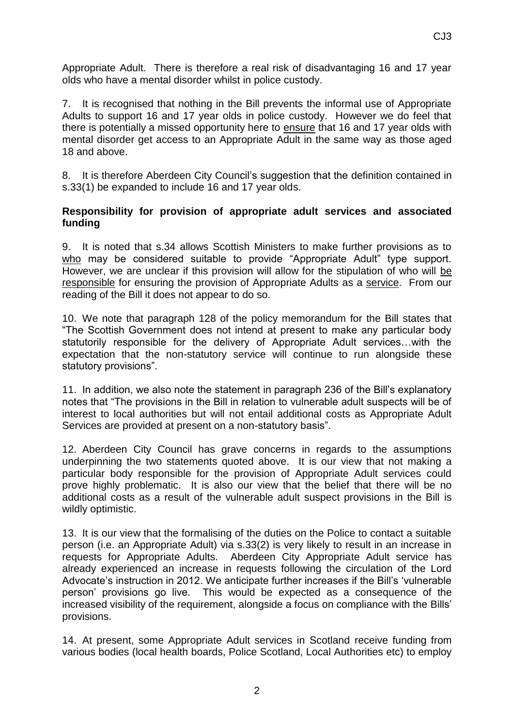Appropriate Adult. There is therefore a real risk of disadvantaging 16 and 17 year olds who have a mental disorder whilst in police custody.

7. It is recognised that nothing in the Bill prevents the informal use of Appropriate Adults to support 16 and 17 year olds in police custody. However we do feel that there is potentially a missed opportunity here to ensure that 16 and 17 year olds with mental disorder get access to an Appropriate Adult in the same way as those aged 18 and above.

8. It is therefore Aberdeen City Council's suggestion that the definition contained in s.33(1) be expanded to include 16 and 17 year olds.

**Responsibility for provision of appropriate adult services and associated funding**

9. It is noted that s.34 allows Scottish Ministers to make further provisions as to who may be considered suitable to provide "Appropriate Adult" type support. However, we are unclear if this provision will allow for the stipulation of who will be responsible for ensuring the provision of Appropriate Adults as a service. From our reading of the Bill it does not appear to do so.

10. We note that paragraph 128 of the policy memorandum for the Bill states that "The Scottish Government does not intend at present to make any particular body statutorily responsible for the delivery of Appropriate Adult services…with the expectation that the non-statutory service will continue to run alongside these statutory provisions".

11. In addition, we also note the statement in paragraph 236 of the Bill's explanatory notes that "The provisions in the Bill in relation to vulnerable adult suspects will be of interest to local authorities but will not entail additional costs as Appropriate Adult Services are provided at present on a non-statutory basis".

12. Aberdeen City Council has grave concerns in regards to the assumptions underpinning the two statements quoted above. It is our view that not making a particular body responsible for the provision of Appropriate Adult services could prove highly problematic. It is also our view that the belief that there will be no additional costs as a result of the vulnerable adult suspect provisions in the Bill is wildly optimistic.

13. It is our view that the formalising of the duties on the Police to contact a suitable person (i.e. an Appropriate Adult) via s.33(2) is very likely to result in an increase in requests for Appropriate Adults. Aberdeen City Appropriate Adult service has already experienced an increase in requests following the circulation of the Lord Advocate's instruction in 2012. We anticipate further increases if the Bill's 'vulnerable person' provisions go live. This would be expected as a consequence of the increased visibility of the requirement, alongside a focus on compliance with the Bills' provisions.

14. At present, some Appropriate Adult services in Scotland receive funding from various bodies (local health boards, Police Scotland, Local Authorities etc) to employ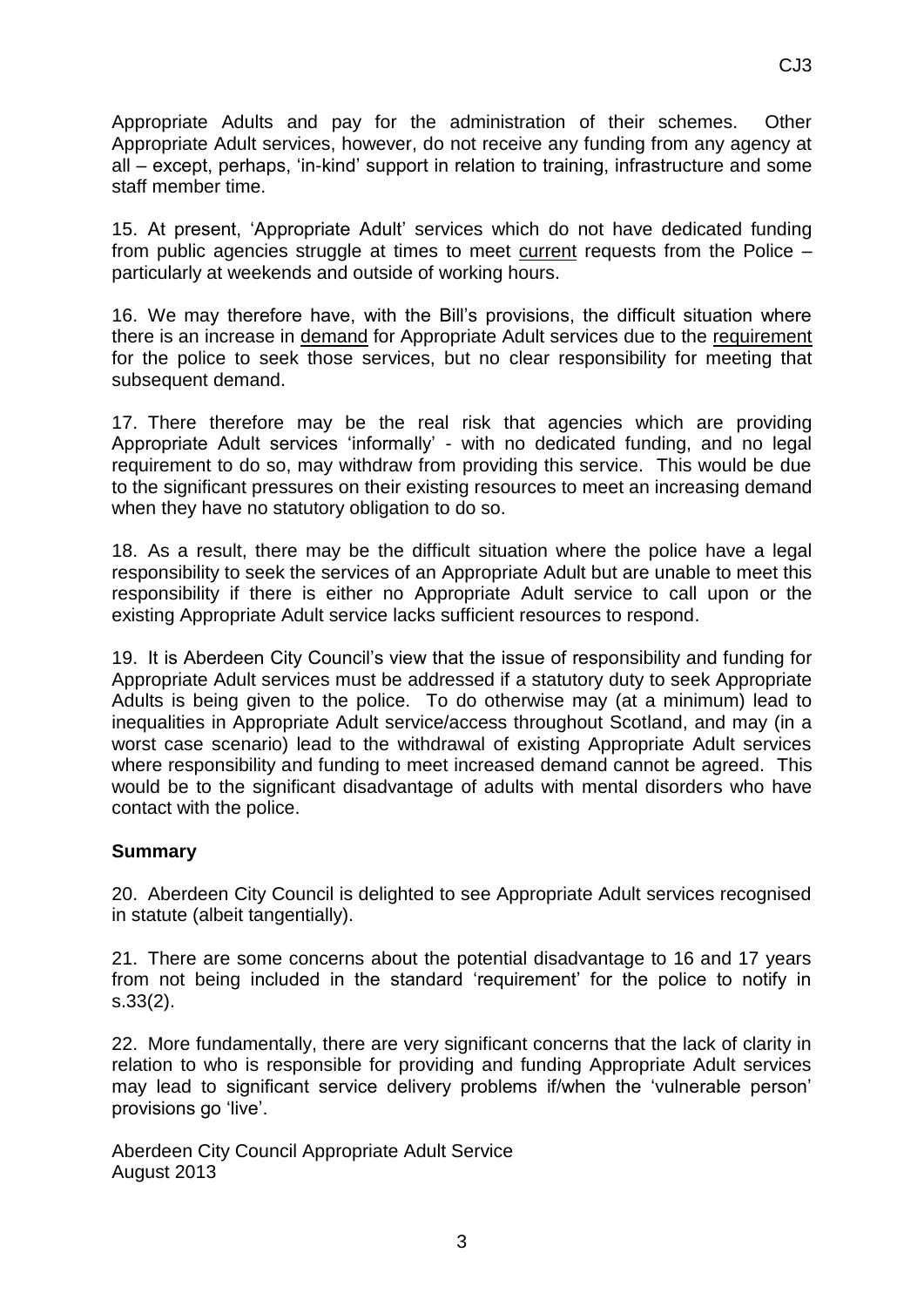Appropriate Adults and pay for the administration of their schemes. Other Appropriate Adult services, however, do not receive any funding from any agency at all – except, perhaps, 'in-kind' support in relation to training, infrastructure and some staff member time.

15. At present, 'Appropriate Adult' services which do not have dedicated funding from public agencies struggle at times to meet current requests from the Police – particularly at weekends and outside of working hours.

16. We may therefore have, with the Bill's provisions, the difficult situation where there is an increase in demand for Appropriate Adult services due to the requirement for the police to seek those services, but no clear responsibility for meeting that subsequent demand.

17. There therefore may be the real risk that agencies which are providing Appropriate Adult services 'informally' - with no dedicated funding, and no legal requirement to do so, may withdraw from providing this service. This would be due to the significant pressures on their existing resources to meet an increasing demand when they have no statutory obligation to do so.

18. As a result, there may be the difficult situation where the police have a legal responsibility to seek the services of an Appropriate Adult but are unable to meet this responsibility if there is either no Appropriate Adult service to call upon or the existing Appropriate Adult service lacks sufficient resources to respond.

19. It is Aberdeen City Council's view that the issue of responsibility and funding for Appropriate Adult services must be addressed if a statutory duty to seek Appropriate Adults is being given to the police. To do otherwise may (at a minimum) lead to inequalities in Appropriate Adult service/access throughout Scotland, and may (in a worst case scenario) lead to the withdrawal of existing Appropriate Adult services where responsibility and funding to meet increased demand cannot be agreed. This would be to the significant disadvantage of adults with mental disorders who have contact with the police.

**Summary**

20. Aberdeen City Council is delighted to see Appropriate Adult services recognised in statute (albeit tangentially).

21. There are some concerns about the potential disadvantage to 16 and 17 years from not being included in the standard 'requirement' for the police to notify in s.33(2).

22. More fundamentally, there are very significant concerns that the lack of clarity in relation to who is responsible for providing and funding Appropriate Adult services may lead to significant service delivery problems if/when the 'vulnerable person' provisions go 'live'.

Aberdeen City Council Appropriate Adult Service
August 2013